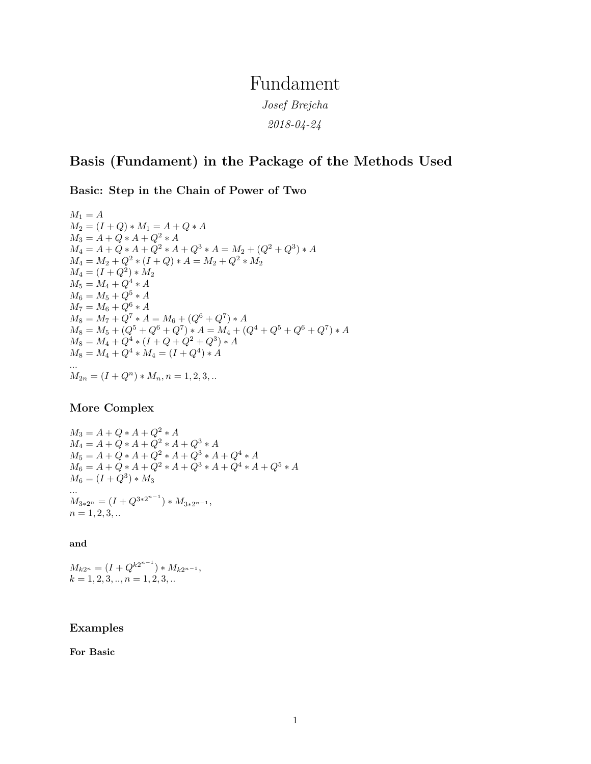# Fundament

*Josef Brejcha*

*2018-04-24*

## Basis (Fundament) in the Package of the Methods Used

### Basic: Step in the Chain of Power of Two

$M_1 = A$  
$M_2 = (I + Q) * M_1 = A + Q * A$  
$M_3 = A + Q * A + Q^2 * A$  
$M_4 = A + Q * A + Q^2 * A + Q^3 * A = M_2 + (Q^2 + Q^3) * A$  
$M_4 = M_2 + Q^2 * (I + Q) * A = M_2 + Q^2 * M_2$  
$M_4 = (I + Q^2) * M_2$  
$M_5 = M_4 + Q^4 * A$  
$M_6 = M_5 + Q^5 * A$  
$M_7 = M_6 + Q^6 * A$  
$M_8 = M_7 + Q^7 * A = M_6 + (Q^6 + Q^7) * A$  
$M_8 = M_5 + (Q^5 + Q^6 + Q^7) * A = M_4 + (Q^4 + Q^5 + Q^6 + Q^7) * A$  
$M_8 = M_4 + Q^4 * (I + Q + Q^2 + Q^3) * A$  
$M_8 = M_4 + Q^4 * M_4 = (I + Q^4) * A$  
...  
$M_{2n} = (I + Q^n) * M_n, n = 1, 2, 3, ..$

### More Complex

$M_3 = A + Q * A + Q^2 * A$  
$M_4 = A + Q * A + Q^2 * A + Q^3 * A$  
$M_5 = A + Q * A + Q^2 * A + Q^3 * A + Q^4 * A$  
$M_6 = A + Q * A + Q^2 * A + Q^3 * A + Q^4 * A + Q^5 * A$  
$M_6 = (I + Q^3) * M_3$  
...  
$M_{3*2^n} = (I + Q^{3*2^{n-1}}) * M_{3*2^{n-1}},$  
$n = 1, 2, 3, ..$

#### and

$M_{k2^n} = (I + Q^{k2^{n-1}}) * M_{k2^{n-1}},$  
$k = 1, 2, 3, .., n = 1, 2, 3, ..$

### Examples

#### For Basic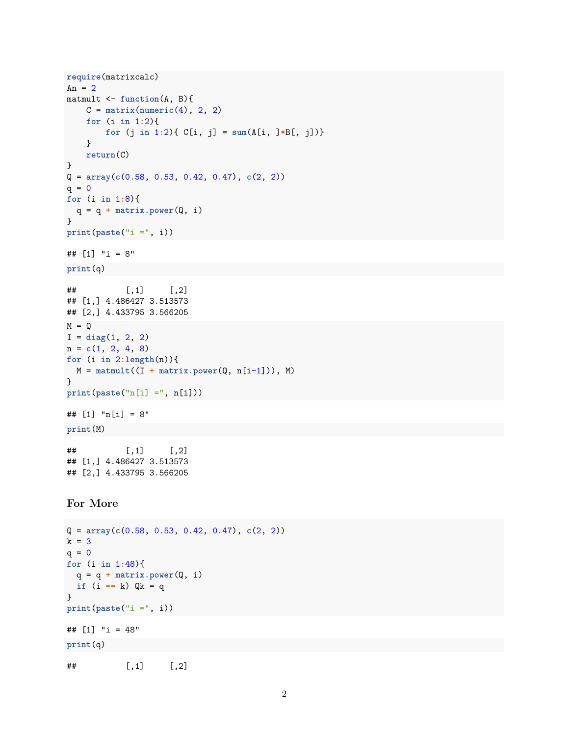```
require(matrixcalc)
An = 2
matmult <- function(A, B){
    C = matrix(numeric(4), 2, 2)
    for (i in 1:2){
        for (j in 1:2){ C[i, j] = sum(A[i, ]*B[, j])}
    }
    return(C)
}
Q = array(c(0.58, 0.53, 0.42, 0.47), c(2, 2))
q = 0
for (i in 1:8){
  q = q + matrix.power(Q, i)
}
print(paste("i =", i))
```

```
## [1] "i = 8"
```

```
print(q)
```

```
##          [,1]     [,2]
## [1,] 4.486427 3.513573
## [2,] 4.433795 3.566205
```

```
M = Q
I = diag(1, 2, 2)
n = c(1, 2, 4, 8)
for (i in 2:length(n)){
  M = matmult((I + matrix.power(Q, n[i-1])), M)
}
print(paste("n[i] =", n[i]))
```

```
## [1] "n[i] = 8"
```

```
print(M)
```

```
##          [,1]     [,2]
## [1,] 4.486427 3.513573
## [2,] 4.433795 3.566205
```

## For More

```
Q = array(c(0.58, 0.53, 0.42, 0.47), c(2, 2))
k = 3
q = 0
for (i in 1:48){
  q = q + matrix.power(Q, i)
  if (i == k) Qk = q
}
print(paste("i =", i))
```

```
## [1] "i = 48"
```

```
print(q)
```

```
##          [,1]     [,2]
```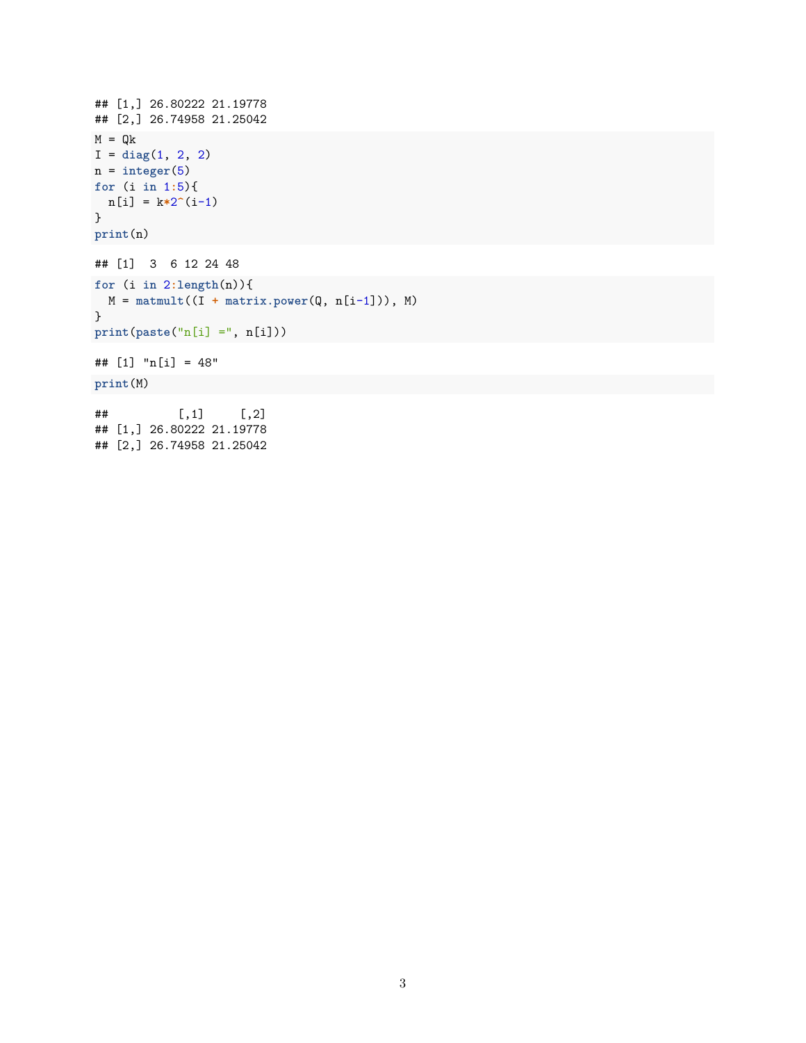```
## [1,] 26.80222 21.19778
## [2,] 26.74958 21.25042
```

```r
M = Qk
I = diag(1, 2, 2)
n = integer(5)
for (i in 1:5){
  n[i] = k*2^(i-1)
}
print(n)
```

```
## [1]  3  6 12 24 48
```

```r
for (i in 2:length(n)){
  M = matmult((I + matrix.power(Q, n[i-1])), M)
}
print(paste("n[i] =", n[i]))
```

```
## [1] "n[i] = 48"
```

```r
print(M)
```

```
##          [,1]     [,2]
## [1,] 26.80222 21.19778
## [2,] 26.74958 21.25042
```